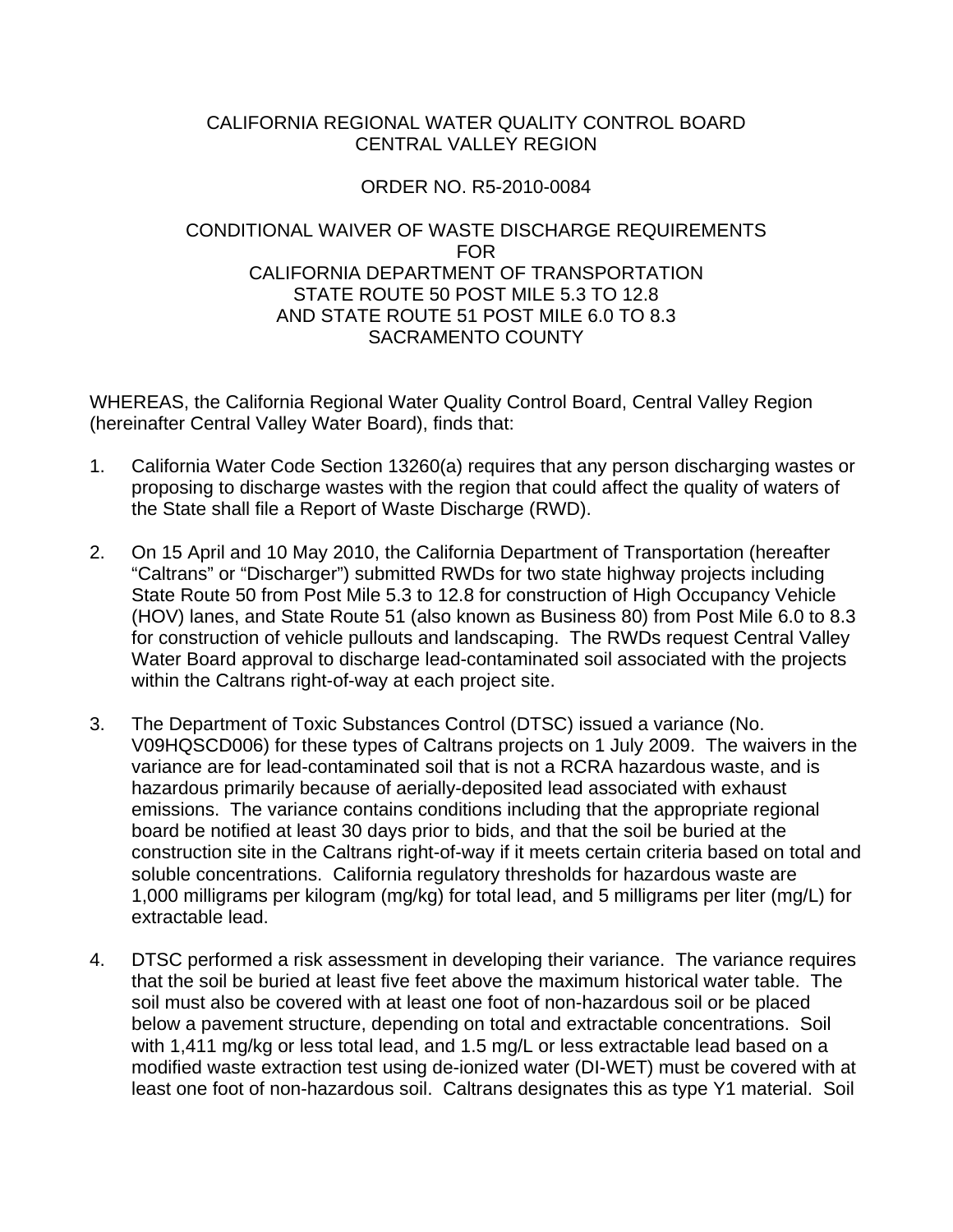CALIFORNIA REGIONAL WATER QUALITY CONTROL BOARD
CENTRAL VALLEY REGION

ORDER NO. R5-2010-0084

CONDITIONAL WAIVER OF WASTE DISCHARGE REQUIREMENTS
FOR
CALIFORNIA DEPARTMENT OF TRANSPORTATION
STATE ROUTE 50 POST MILE 5.3 TO 12.8
AND STATE ROUTE 51 POST MILE 6.0 TO 8.3
SACRAMENTO COUNTY

WHEREAS, the California Regional Water Quality Control Board, Central Valley Region (hereinafter Central Valley Water Board), finds that:

1. California Water Code Section 13260(a) requires that any person discharging wastes or proposing to discharge wastes with the region that could affect the quality of waters of the State shall file a Report of Waste Discharge (RWD).

2. On 15 April and 10 May 2010, the California Department of Transportation (hereafter "Caltrans" or "Discharger") submitted RWDs for two state highway projects including State Route 50 from Post Mile 5.3 to 12.8 for construction of High Occupancy Vehicle (HOV) lanes, and State Route 51 (also known as Business 80) from Post Mile 6.0 to 8.3 for construction of vehicle pullouts and landscaping. The RWDs request Central Valley Water Board approval to discharge lead-contaminated soil associated with the projects within the Caltrans right-of-way at each project site.

3. The Department of Toxic Substances Control (DTSC) issued a variance (No. V09HQSCD006) for these types of Caltrans projects on 1 July 2009. The waivers in the variance are for lead-contaminated soil that is not a RCRA hazardous waste, and is hazardous primarily because of aerially-deposited lead associated with exhaust emissions. The variance contains conditions including that the appropriate regional board be notified at least 30 days prior to bids, and that the soil be buried at the construction site in the Caltrans right-of-way if it meets certain criteria based on total and soluble concentrations. California regulatory thresholds for hazardous waste are 1,000 milligrams per kilogram (mg/kg) for total lead, and 5 milligrams per liter (mg/L) for extractable lead.

4. DTSC performed a risk assessment in developing their variance. The variance requires that the soil be buried at least five feet above the maximum historical water table. The soil must also be covered with at least one foot of non-hazardous soil or be placed below a pavement structure, depending on total and extractable concentrations. Soil with 1,411 mg/kg or less total lead, and 1.5 mg/L or less extractable lead based on a modified waste extraction test using de-ionized water (DI-WET) must be covered with at least one foot of non-hazardous soil. Caltrans designates this as type Y1 material. Soil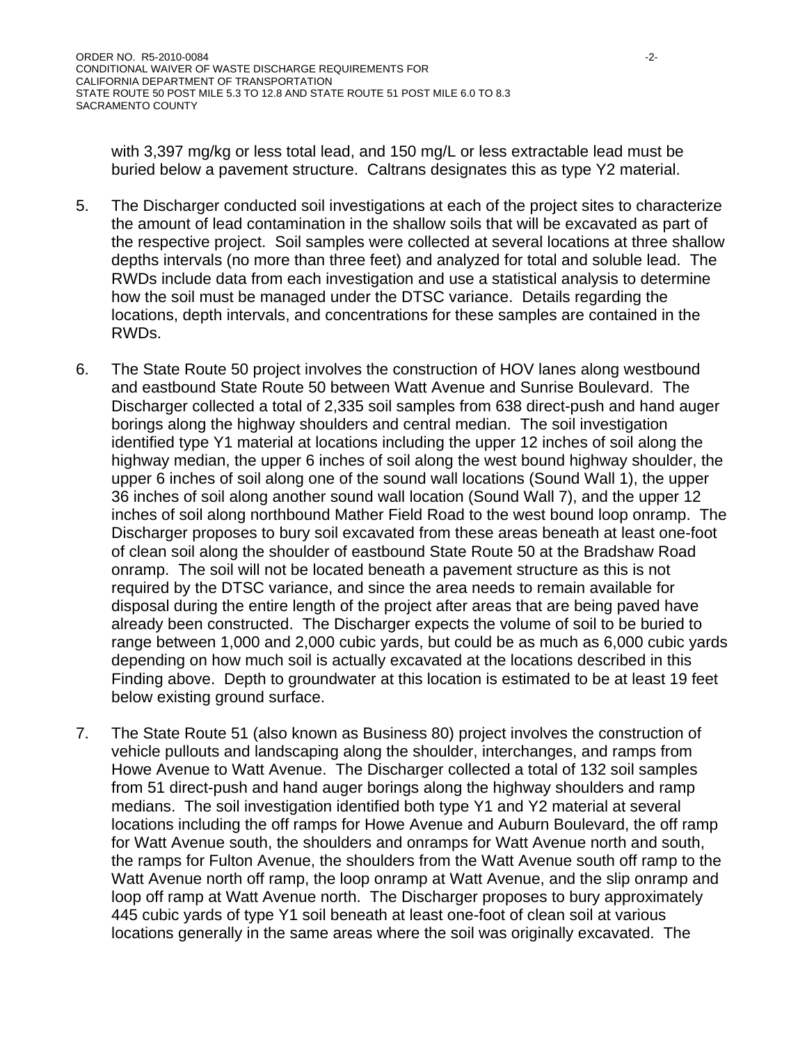with 3,397 mg/kg or less total lead, and 150 mg/L or less extractable lead must be buried below a pavement structure. Caltrans designates this as type Y2 material.

5. The Discharger conducted soil investigations at each of the project sites to characterize the amount of lead contamination in the shallow soils that will be excavated as part of the respective project. Soil samples were collected at several locations at three shallow depths intervals (no more than three feet) and analyzed for total and soluble lead. The RWDs include data from each investigation and use a statistical analysis to determine how the soil must be managed under the DTSC variance. Details regarding the locations, depth intervals, and concentrations for these samples are contained in the RWDs.

6. The State Route 50 project involves the construction of HOV lanes along westbound and eastbound State Route 50 between Watt Avenue and Sunrise Boulevard. The Discharger collected a total of 2,335 soil samples from 638 direct-push and hand auger borings along the highway shoulders and central median. The soil investigation identified type Y1 material at locations including the upper 12 inches of soil along the highway median, the upper 6 inches of soil along the west bound highway shoulder, the upper 6 inches of soil along one of the sound wall locations (Sound Wall 1), the upper 36 inches of soil along another sound wall location (Sound Wall 7), and the upper 12 inches of soil along northbound Mather Field Road to the west bound loop onramp. The Discharger proposes to bury soil excavated from these areas beneath at least one-foot of clean soil along the shoulder of eastbound State Route 50 at the Bradshaw Road onramp. The soil will not be located beneath a pavement structure as this is not required by the DTSC variance, and since the area needs to remain available for disposal during the entire length of the project after areas that are being paved have already been constructed. The Discharger expects the volume of soil to be buried to range between 1,000 and 2,000 cubic yards, but could be as much as 6,000 cubic yards depending on how much soil is actually excavated at the locations described in this Finding above. Depth to groundwater at this location is estimated to be at least 19 feet below existing ground surface.

7. The State Route 51 (also known as Business 80) project involves the construction of vehicle pullouts and landscaping along the shoulder, interchanges, and ramps from Howe Avenue to Watt Avenue. The Discharger collected a total of 132 soil samples from 51 direct-push and hand auger borings along the highway shoulders and ramp medians. The soil investigation identified both type Y1 and Y2 material at several locations including the off ramps for Howe Avenue and Auburn Boulevard, the off ramp for Watt Avenue south, the shoulders and onramps for Watt Avenue north and south, the ramps for Fulton Avenue, the shoulders from the Watt Avenue south off ramp to the Watt Avenue north off ramp, the loop onramp at Watt Avenue, and the slip onramp and loop off ramp at Watt Avenue north. The Discharger proposes to bury approximately 445 cubic yards of type Y1 soil beneath at least one-foot of clean soil at various locations generally in the same areas where the soil was originally excavated. The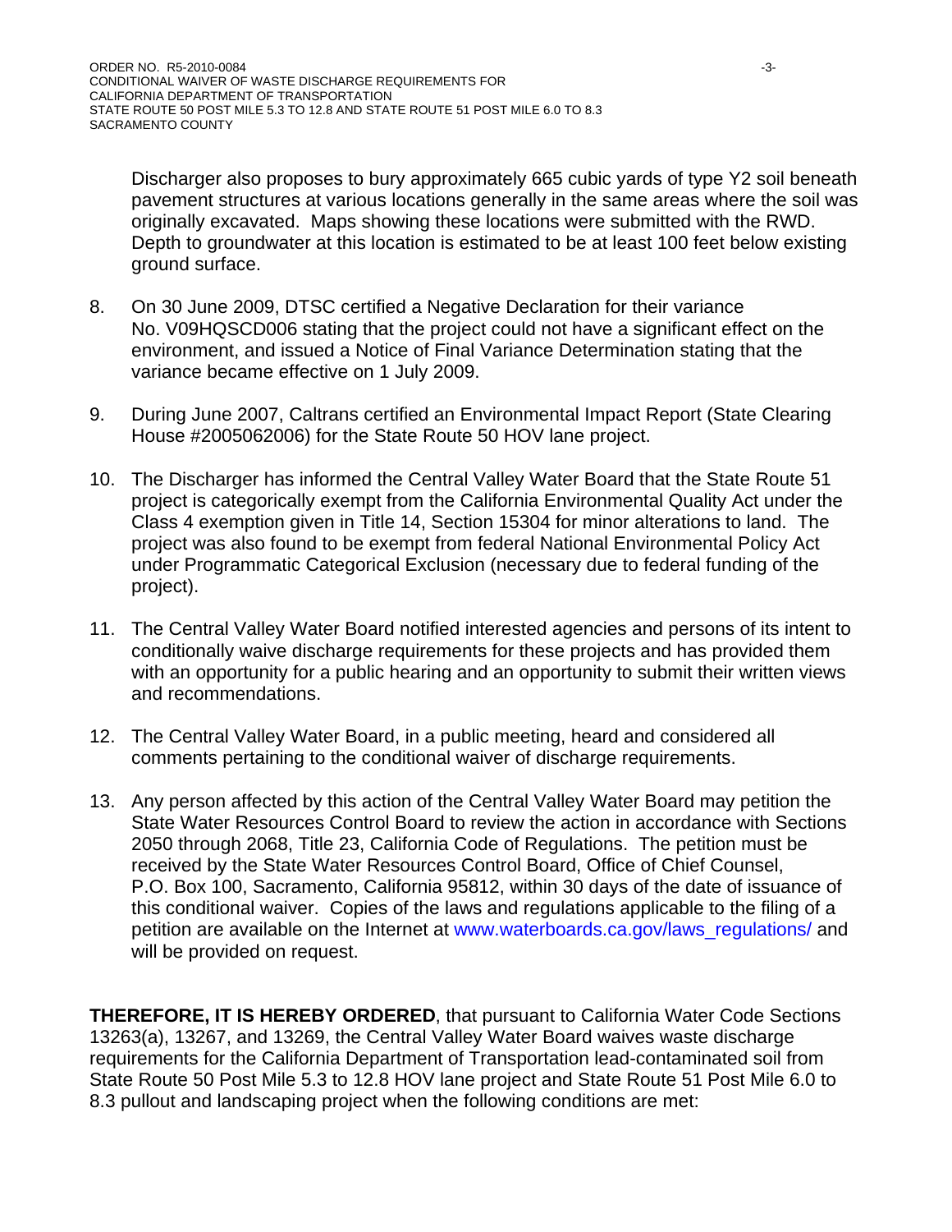Discharger also proposes to bury approximately 665 cubic yards of type Y2 soil beneath pavement structures at various locations generally in the same areas where the soil was originally excavated. Maps showing these locations were submitted with the RWD. Depth to groundwater at this location is estimated to be at least 100 feet below existing ground surface.

8. On 30 June 2009, DTSC certified a Negative Declaration for their variance No. V09HQSCD006 stating that the project could not have a significant effect on the environment, and issued a Notice of Final Variance Determination stating that the variance became effective on 1 July 2009.

9. During June 2007, Caltrans certified an Environmental Impact Report (State Clearing House #2005062006) for the State Route 50 HOV lane project.

10. The Discharger has informed the Central Valley Water Board that the State Route 51 project is categorically exempt from the California Environmental Quality Act under the Class 4 exemption given in Title 14, Section 15304 for minor alterations to land. The project was also found to be exempt from federal National Environmental Policy Act under Programmatic Categorical Exclusion (necessary due to federal funding of the project).

11. The Central Valley Water Board notified interested agencies and persons of its intent to conditionally waive discharge requirements for these projects and has provided them with an opportunity for a public hearing and an opportunity to submit their written views and recommendations.

12. The Central Valley Water Board, in a public meeting, heard and considered all comments pertaining to the conditional waiver of discharge requirements.

13. Any person affected by this action of the Central Valley Water Board may petition the State Water Resources Control Board to review the action in accordance with Sections 2050 through 2068, Title 23, California Code of Regulations. The petition must be received by the State Water Resources Control Board, Office of Chief Counsel, P.O. Box 100, Sacramento, California 95812, within 30 days of the date of issuance of this conditional waiver. Copies of the laws and regulations applicable to the filing of a petition are available on the Internet at www.waterboards.ca.gov/laws_regulations/ and will be provided on request.

**THEREFORE, IT IS HEREBY ORDERED**, that pursuant to California Water Code Sections 13263(a), 13267, and 13269, the Central Valley Water Board waives waste discharge requirements for the California Department of Transportation lead-contaminated soil from State Route 50 Post Mile 5.3 to 12.8 HOV lane project and State Route 51 Post Mile 6.0 to 8.3 pullout and landscaping project when the following conditions are met: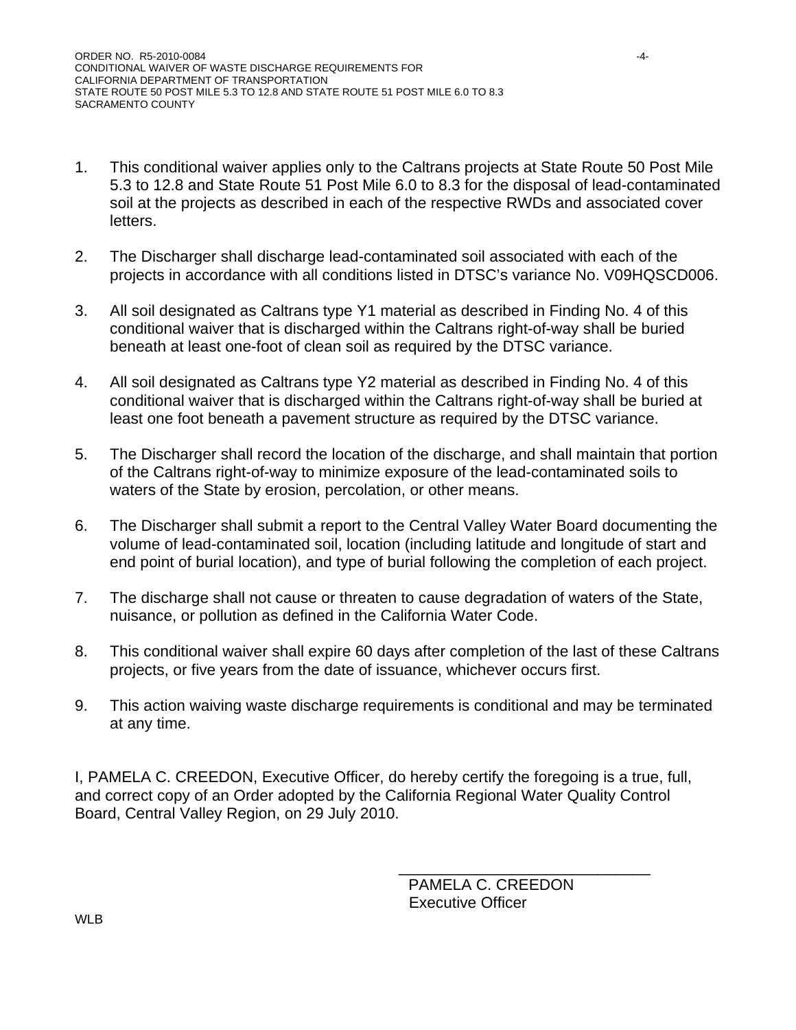1. This conditional waiver applies only to the Caltrans projects at State Route 50 Post Mile 5.3 to 12.8 and State Route 51 Post Mile 6.0 to 8.3 for the disposal of lead-contaminated soil at the projects as described in each of the respective RWDs and associated cover letters.

2. The Discharger shall discharge lead-contaminated soil associated with each of the projects in accordance with all conditions listed in DTSC's variance No. V09HQSCD006.

3. All soil designated as Caltrans type Y1 material as described in Finding No. 4 of this conditional waiver that is discharged within the Caltrans right-of-way shall be buried beneath at least one-foot of clean soil as required by the DTSC variance.

4. All soil designated as Caltrans type Y2 material as described in Finding No. 4 of this conditional waiver that is discharged within the Caltrans right-of-way shall be buried at least one foot beneath a pavement structure as required by the DTSC variance.

5. The Discharger shall record the location of the discharge, and shall maintain that portion of the Caltrans right-of-way to minimize exposure of the lead-contaminated soils to waters of the State by erosion, percolation, or other means.

6. The Discharger shall submit a report to the Central Valley Water Board documenting the volume of lead-contaminated soil, location (including latitude and longitude of start and end point of burial location), and type of burial following the completion of each project.

7. The discharge shall not cause or threaten to cause degradation of waters of the State, nuisance, or pollution as defined in the California Water Code.

8. This conditional waiver shall expire 60 days after completion of the last of these Caltrans projects, or five years from the date of issuance, whichever occurs first.

9. This action waiving waste discharge requirements is conditional and may be terminated at any time.

I, PAMELA C. CREEDON, Executive Officer, do hereby certify the foregoing is a true, full, and correct copy of an Order adopted by the California Regional Water Quality Control Board, Central Valley Region, on 29 July 2010.

PAMELA C. CREEDON
Executive Officer

WLB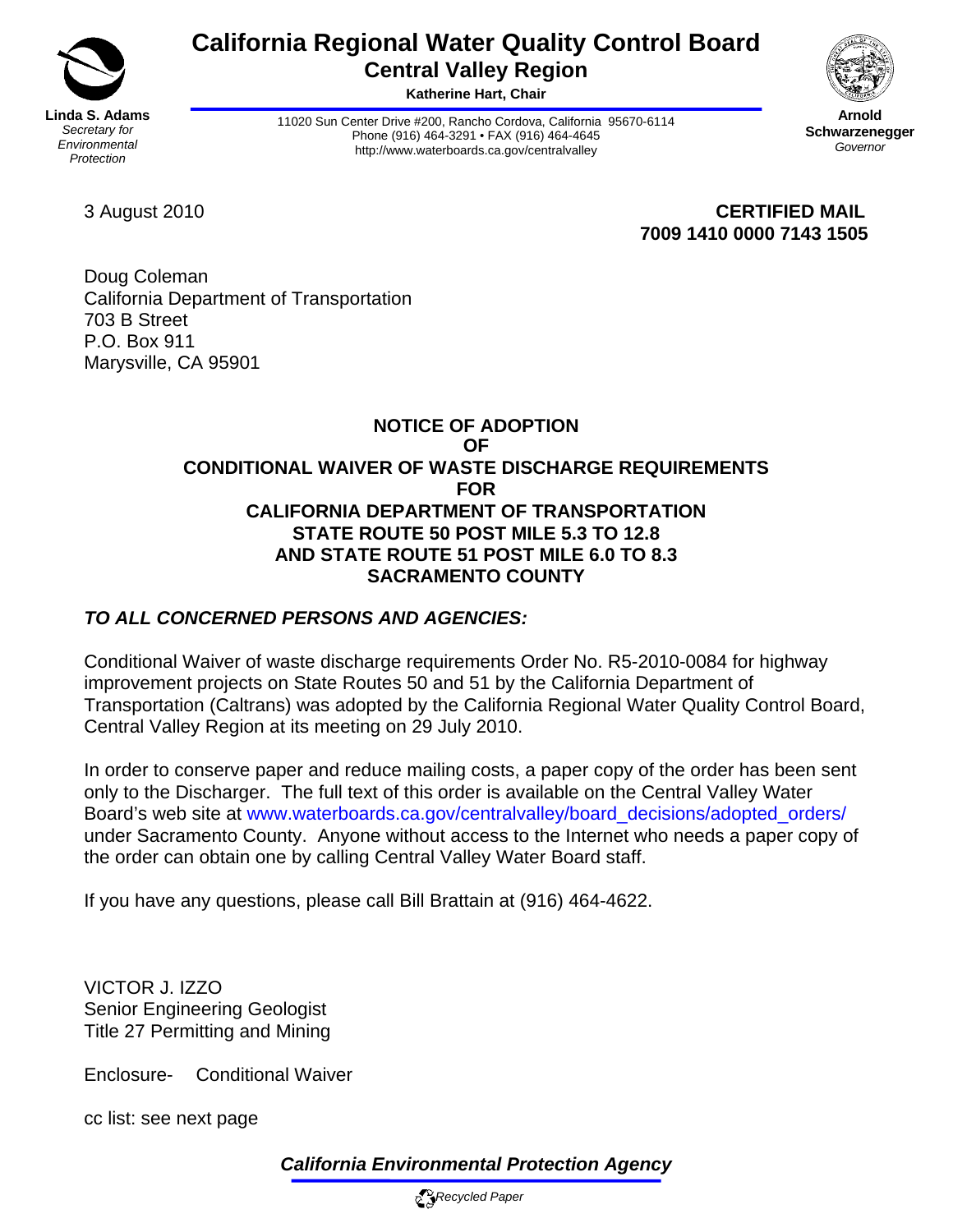Linda S. Adams
*Secretary for Environmental Protection*

# California Regional Water Quality Control Board
## Central Valley Region
**Katherine Hart, Chair**

11020 Sun Center Drive #200, Rancho Cordova, California 95670-6114
Phone (916) 464-3291 • FAX (916) 464-4645
http://www.waterboards.ca.gov/centralvalley

**Arnold Schwarzenegger**
*Governor*

3 August 2010

**CERTIFIED MAIL**
**7009 1410 0000 7143 1505**

Doug Coleman
California Department of Transportation
703 B Street
P.O. Box 911
Marysville, CA 95901

**NOTICE OF ADOPTION**
**OF**
**CONDITIONAL WAIVER OF WASTE DISCHARGE REQUIREMENTS**
**FOR**
**CALIFORNIA DEPARTMENT OF TRANSPORTATION**
**STATE ROUTE 50 POST MILE 5.3 TO 12.8**
**AND STATE ROUTE 51 POST MILE 6.0 TO 8.3**
**SACRAMENTO COUNTY**

***TO ALL CONCERNED PERSONS AND AGENCIES:***

Conditional Waiver of waste discharge requirements Order No. R5-2010-0084 for highway improvement projects on State Routes 50 and 51 by the California Department of Transportation (Caltrans) was adopted by the California Regional Water Quality Control Board, Central Valley Region at its meeting on 29 July 2010.

In order to conserve paper and reduce mailing costs, a paper copy of the order has been sent only to the Discharger. The full text of this order is available on the Central Valley Water Board's web site at www.waterboards.ca.gov/centralvalley/board_decisions/adopted_orders/ under Sacramento County. Anyone without access to the Internet who needs a paper copy of the order can obtain one by calling Central Valley Water Board staff.

If you have any questions, please call Bill Brattain at (916) 464-4622.

VICTOR J. IZZO
Senior Engineering Geologist
Title 27 Permitting and Mining

Enclosure- Conditional Waiver

cc list: see next page

***California Environmental Protection Agency***

*Recycled Paper*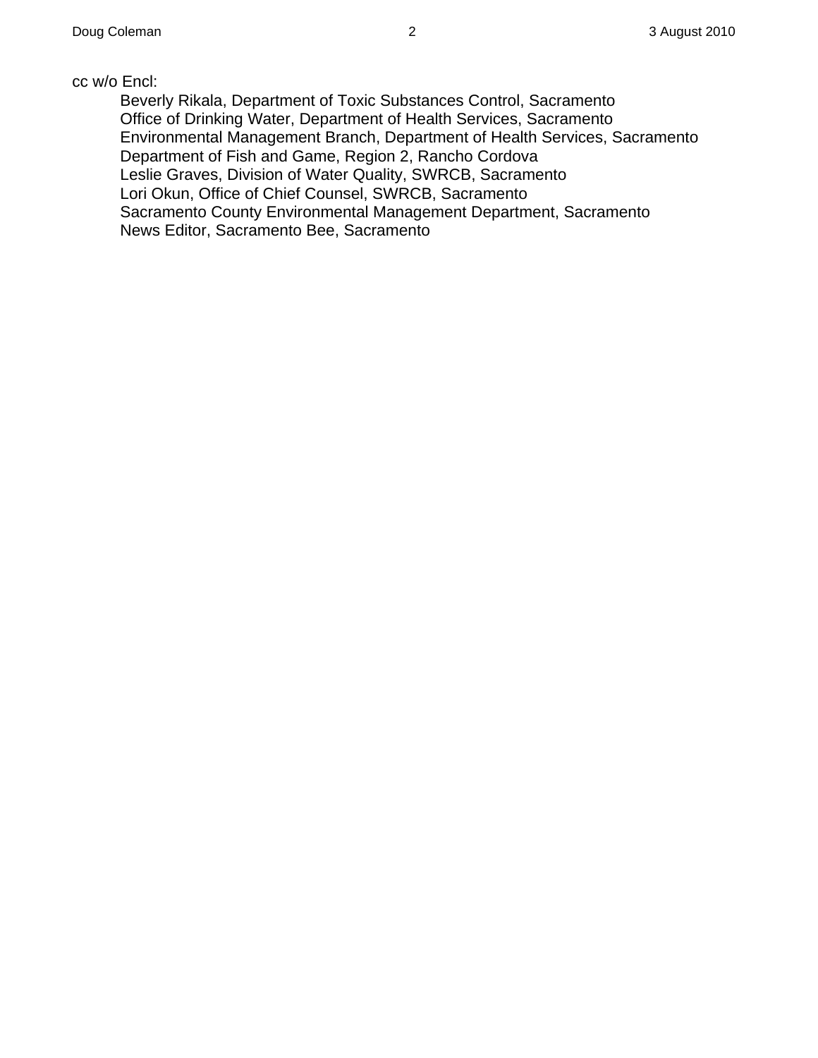cc w/o Encl:

Beverly Rikala, Department of Toxic Substances Control, Sacramento
Office of Drinking Water, Department of Health Services, Sacramento
Environmental Management Branch, Department of Health Services, Sacramento
Department of Fish and Game, Region 2, Rancho Cordova
Leslie Graves, Division of Water Quality, SWRCB, Sacramento
Lori Okun, Office of Chief Counsel, SWRCB, Sacramento
Sacramento County Environmental Management Department, Sacramento
News Editor, Sacramento Bee, Sacramento